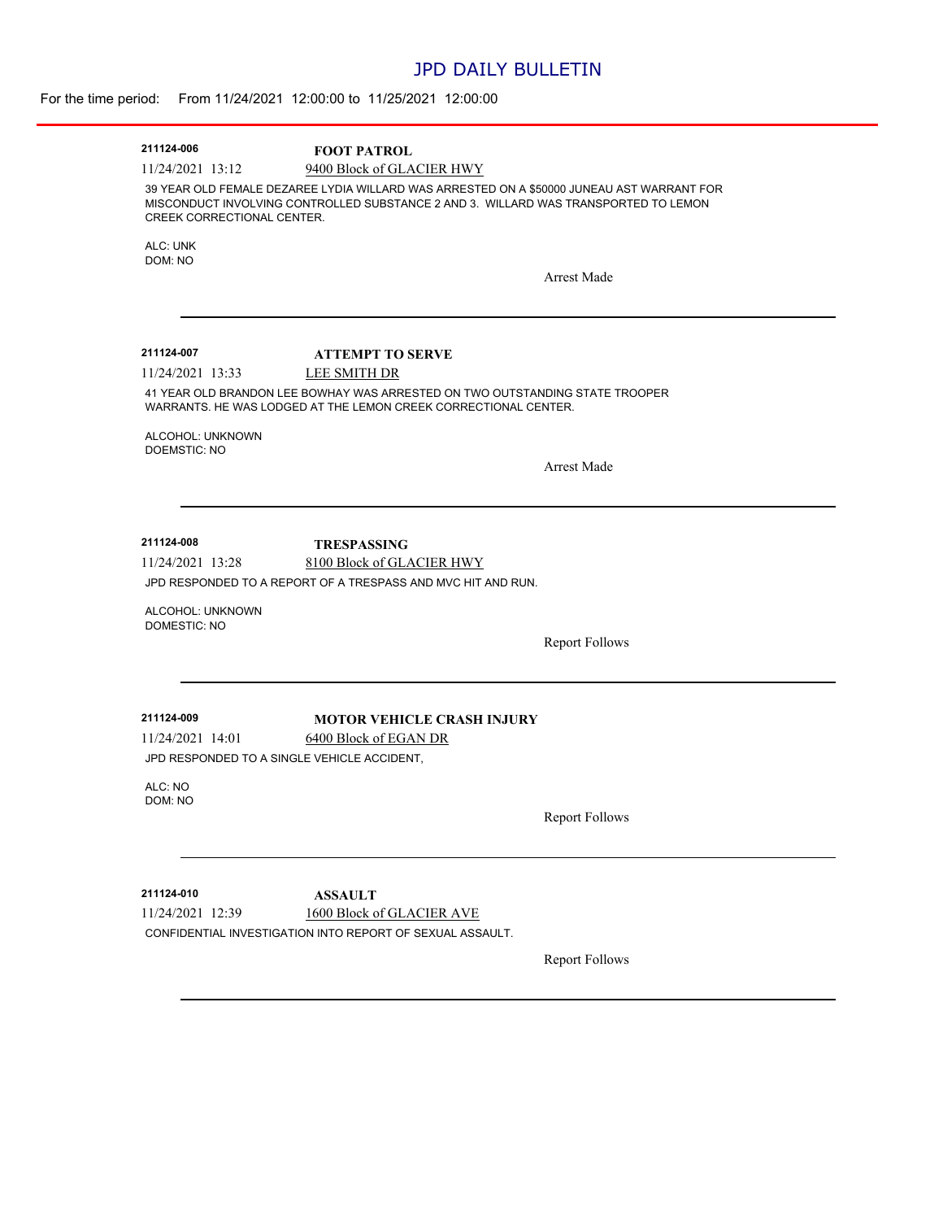# JPD DAILY BULLETIN

For the time period: From 11/24/2021 12:00:00 to 11/25/2021 12:00:00

---

**211124-006** **FOOT PATROL**

11/24/2021 13:12 9400 Block of GLACIER HWY

39 YEAR OLD FEMALE DEZAREE LYDIA WILLARD WAS ARRESTED ON A $50000 JUNEAU AST WARRANT FOR MISCONDUCT INVOLVING CONTROLLED SUBSTANCE 2 AND 3. WILLARD WAS TRANSPORTED TO LEMON CREEK CORRECTIONAL CENTER.

ALC: UNK
DOM: NO

Arrest Made

---

**211124-007** **ATTEMPT TO SERVE**

11/24/2021 13:33 LEE SMITH DR

41 YEAR OLD BRANDON LEE BOWHAY WAS ARRESTED ON TWO OUTSTANDING STATE TROOPER WARRANTS. HE WAS LODGED AT THE LEMON CREEK CORRECTIONAL CENTER.

ALCOHOL: UNKNOWN
DOEMSTIC: NO

Arrest Made

---

**211124-008** **TRESPASSING**

11/24/2021 13:28 8100 Block of GLACIER HWY

JPD RESPONDED TO A REPORT OF A TRESPASS AND MVC HIT AND RUN.

ALCOHOL: UNKNOWN
DOMESTIC: NO

Report Follows

---

**211124-009** **MOTOR VEHICLE CRASH INJURY**

11/24/2021 14:01 6400 Block of EGAN DR

JPD RESPONDED TO A SINGLE VEHICLE ACCIDENT,

ALC: NO
DOM: NO

Report Follows

---

**211124-010** **ASSAULT**

11/24/2021 12:39 1600 Block of GLACIER AVE

CONFIDENTIAL INVESTIGATION INTO REPORT OF SEXUAL ASSAULT.

Report Follows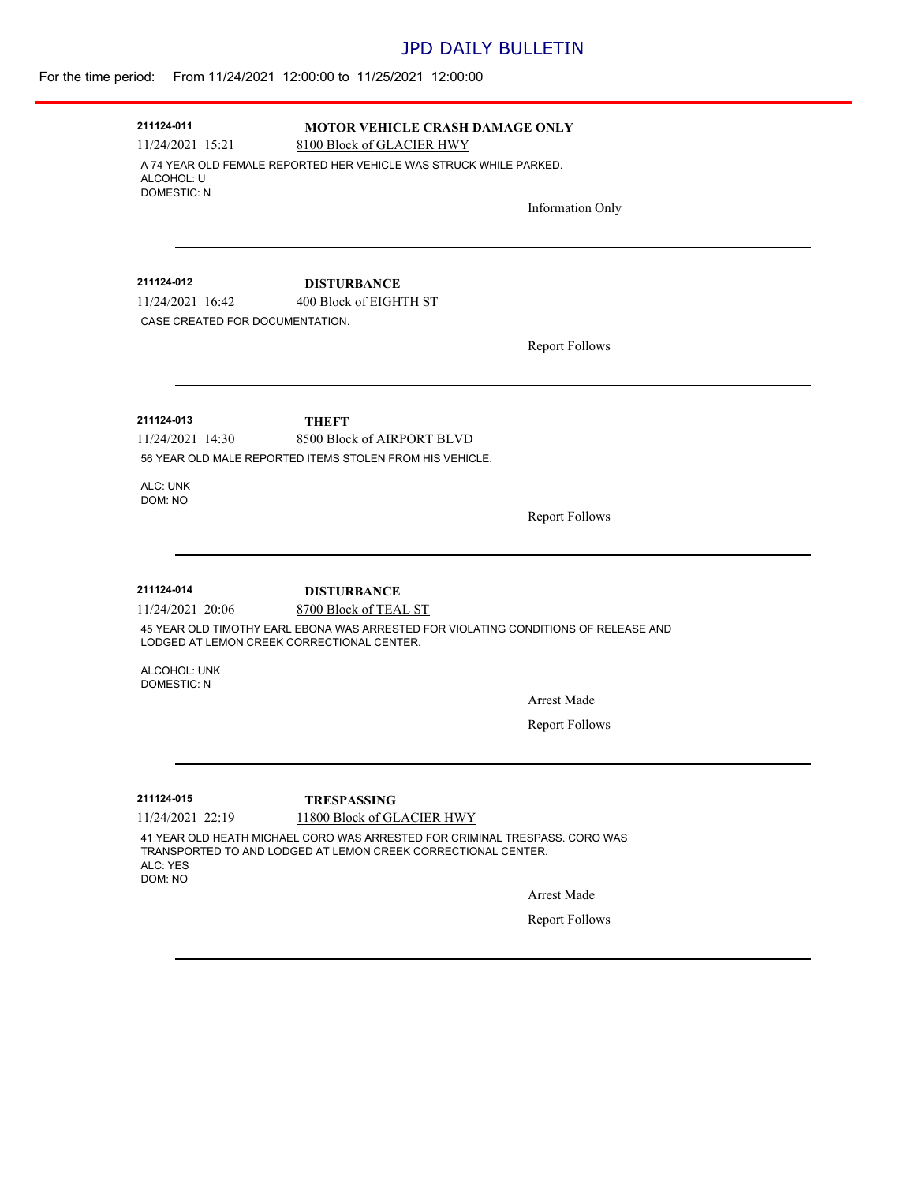# JPD DAILY BULLETIN

For the time period: From 11/24/2021 12:00:00 to 11/25/2021 12:00:00

---

**211124-011** **MOTOR VEHICLE CRASH DAMAGE ONLY**

11/24/2021 15:21 8100 Block of GLACIER HWY

A 74 YEAR OLD FEMALE REPORTED HER VEHICLE WAS STRUCK WHILE PARKED.
ALCOHOL: U
DOMESTIC: N

Information Only

---

**211124-012** **DISTURBANCE**

11/24/2021 16:42 400 Block of EIGHTH ST

CASE CREATED FOR DOCUMENTATION.

Report Follows

---

**211124-013** **THEFT**

11/24/2021 14:30 8500 Block of AIRPORT BLVD

56 YEAR OLD MALE REPORTED ITEMS STOLEN FROM HIS VEHICLE.

ALC: UNK
DOM: NO

Report Follows

---

**211124-014** **DISTURBANCE**

11/24/2021 20:06 8700 Block of TEAL ST

45 YEAR OLD TIMOTHY EARL EBONA WAS ARRESTED FOR VIOLATING CONDITIONS OF RELEASE AND LODGED AT LEMON CREEK CORRECTIONAL CENTER.

ALCOHOL: UNK
DOMESTIC: N

Arrest Made

Report Follows

---

**211124-015** **TRESPASSING**

11/24/2021 22:19 11800 Block of GLACIER HWY

41 YEAR OLD HEATH MICHAEL CORO WAS ARRESTED FOR CRIMINAL TRESPASS. CORO WAS TRANSPORTED TO AND LODGED AT LEMON CREEK CORRECTIONAL CENTER.
ALC: YES
DOM: NO

Arrest Made

Report Follows

---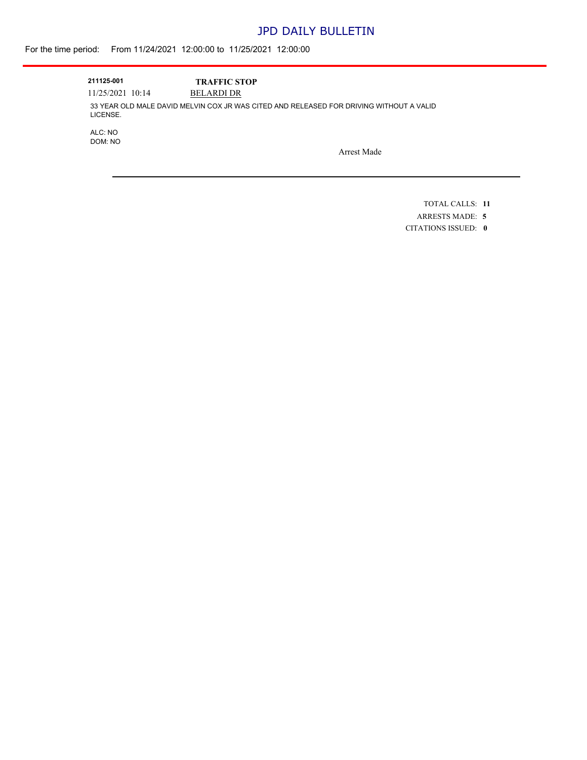# JPD DAILY BULLETIN

For the time period: From 11/24/2021 12:00:00 to 11/25/2021 12:00:00

**211125-001** **TRAFFIC STOP**

11/25/2021 10:14 BELARDI DR

33 YEAR OLD MALE DAVID MELVIN COX JR WAS CITED AND RELEASED FOR DRIVING WITHOUT A VALID LICENSE.

ALC: NO
DOM: NO

Arrest Made

TOTAL CALLS: **11**

ARRESTS MADE: **5**

CITATIONS ISSUED: **0**